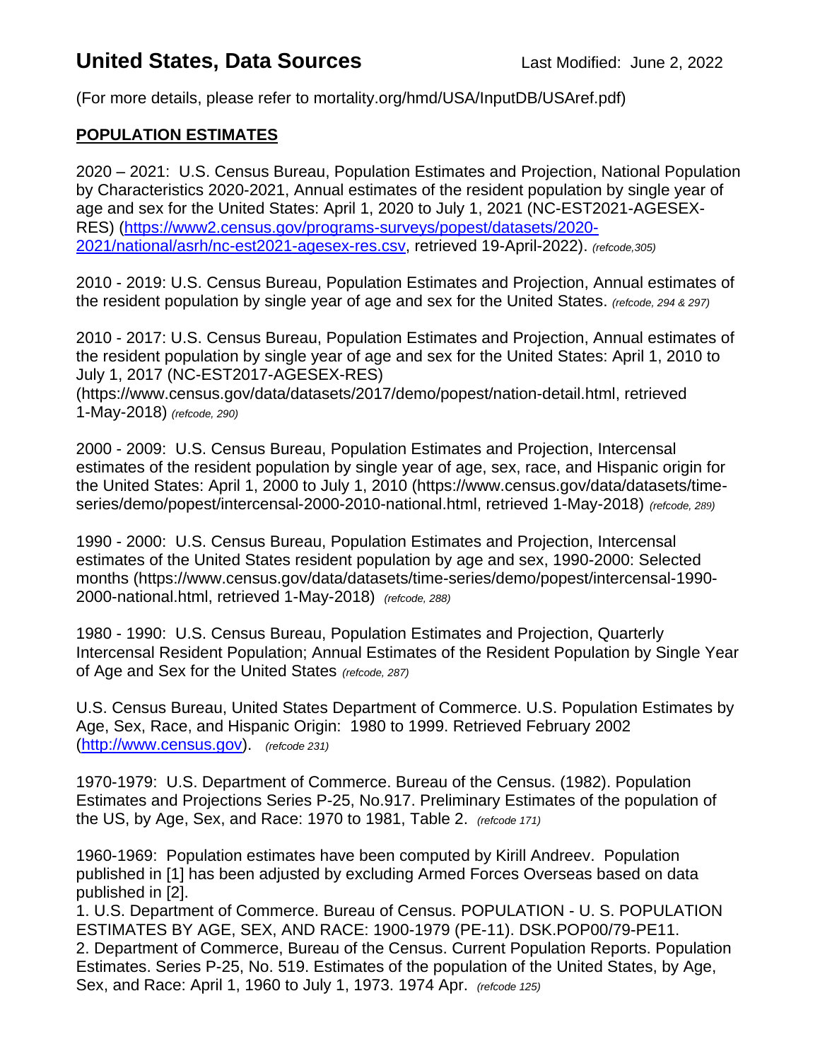# United States, Data Sources

Last Modified: June 2, 2022

(For more details, please refer to mortality.org/hmd/USA/InputDB/USAref.pdf)

## POPULATION ESTIMATES

2020 – 2021: U.S. Census Bureau, Population Estimates and Projection, National Population by Characteristics 2020-2021, Annual estimates of the resident population by single year of age and sex for the United States: April 1, 2020 to July 1, 2021 (NC-EST2021-AGESEX-RES) (https://www2.census.gov/programs-surveys/popest/datasets/2020-2021/national/asrh/nc-est2021-agesex-res.csv, retrieved 19-April-2022). *(refcode,305)*

2010 - 2019: U.S. Census Bureau, Population Estimates and Projection, Annual estimates of the resident population by single year of age and sex for the United States. *(refcode, 294 & 297)*

2010 - 2017: U.S. Census Bureau, Population Estimates and Projection, Annual estimates of the resident population by single year of age and sex for the United States: April 1, 2010 to July 1, 2017 (NC-EST2017-AGESEX-RES) (https://www.census.gov/data/datasets/2017/demo/popest/nation-detail.html, retrieved 1-May-2018) *(refcode, 290)*

2000 - 2009: U.S. Census Bureau, Population Estimates and Projection, Intercensal estimates of the resident population by single year of age, sex, race, and Hispanic origin for the United States: April 1, 2000 to July 1, 2010 (https://www.census.gov/data/datasets/time-series/demo/popest/intercensal-2000-2010-national.html, retrieved 1-May-2018) *(refcode, 289)*

1990 - 2000: U.S. Census Bureau, Population Estimates and Projection, Intercensal estimates of the United States resident population by age and sex, 1990-2000: Selected months (https://www.census.gov/data/datasets/time-series/demo/popest/intercensal-1990-2000-national.html, retrieved 1-May-2018) *(refcode, 288)*

1980 - 1990: U.S. Census Bureau, Population Estimates and Projection, Quarterly Intercensal Resident Population; Annual Estimates of the Resident Population by Single Year of Age and Sex for the United States *(refcode, 287)*

U.S. Census Bureau, United States Department of Commerce. U.S. Population Estimates by Age, Sex, Race, and Hispanic Origin: 1980 to 1999. Retrieved February 2002 (http://www.census.gov). *(refcode 231)*

1970-1979: U.S. Department of Commerce. Bureau of the Census. (1982). Population Estimates and Projections Series P-25, No.917. Preliminary Estimates of the population of the US, by Age, Sex, and Race: 1970 to 1981, Table 2. *(refcode 171)*

1960-1969: Population estimates have been computed by Kirill Andreev. Population published in [1] has been adjusted by excluding Armed Forces Overseas based on data published in [2].

1. U.S. Department of Commerce. Bureau of Census. POPULATION - U. S. POPULATION ESTIMATES BY AGE, SEX, AND RACE: 1900-1979 (PE-11). DSK.POP00/79-PE11.
2. Department of Commerce, Bureau of the Census. Current Population Reports. Population Estimates. Series P-25, No. 519. Estimates of the population of the United States, by Age, Sex, and Race: April 1, 1960 to July 1, 1973. 1974 Apr. *(refcode 125)*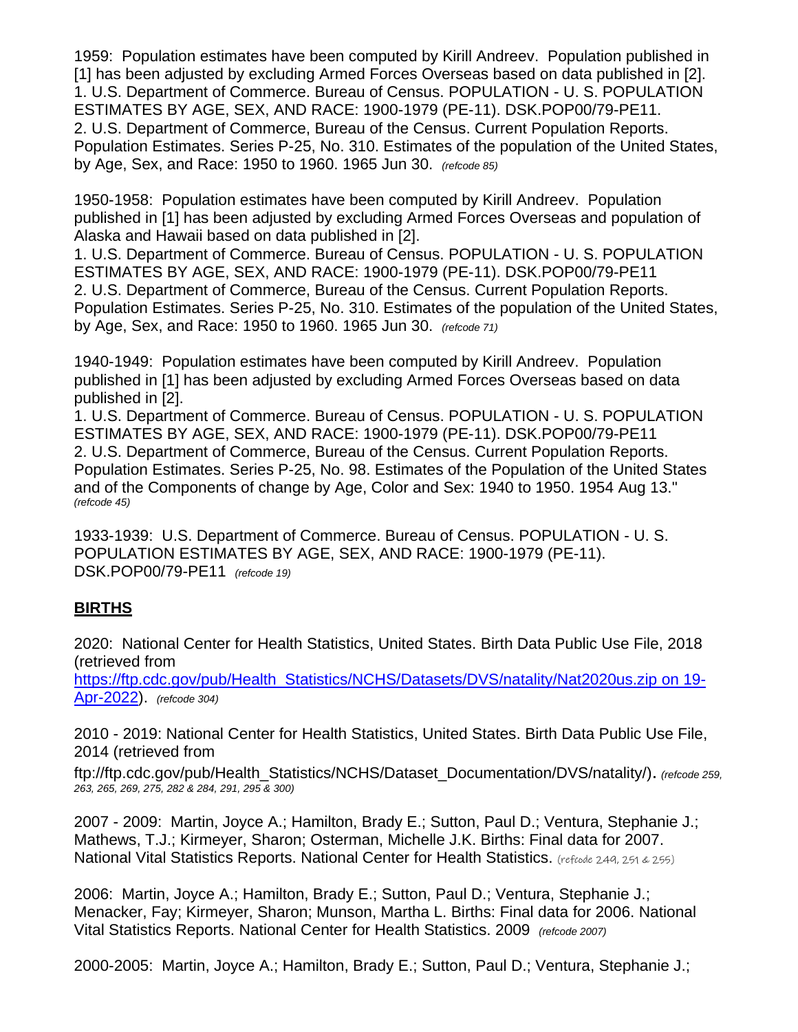1959: Population estimates have been computed by Kirill Andreev. Population published in [1] has been adjusted by excluding Armed Forces Overseas based on data published in [2].
1. U.S. Department of Commerce. Bureau of Census. POPULATION - U. S. POPULATION ESTIMATES BY AGE, SEX, AND RACE: 1900-1979 (PE-11). DSK.POP00/79-PE11.
2. U.S. Department of Commerce, Bureau of the Census. Current Population Reports. Population Estimates. Series P-25, No. 310. Estimates of the population of the United States, by Age, Sex, and Race: 1950 to 1960. 1965 Jun 30. *(refcode 85)*

1950-1958: Population estimates have been computed by Kirill Andreev. Population published in [1] has been adjusted by excluding Armed Forces Overseas and population of Alaska and Hawaii based on data published in [2].
1. U.S. Department of Commerce. Bureau of Census. POPULATION - U. S. POPULATION ESTIMATES BY AGE, SEX, AND RACE: 1900-1979 (PE-11). DSK.POP00/79-PE11
2. U.S. Department of Commerce, Bureau of the Census. Current Population Reports. Population Estimates. Series P-25, No. 310. Estimates of the population of the United States, by Age, Sex, and Race: 1950 to 1960. 1965 Jun 30. *(refcode 71)*

1940-1949: Population estimates have been computed by Kirill Andreev. Population published in [1] has been adjusted by excluding Armed Forces Overseas based on data published in [2].
1. U.S. Department of Commerce. Bureau of Census. POPULATION - U. S. POPULATION ESTIMATES BY AGE, SEX, AND RACE: 1900-1979 (PE-11). DSK.POP00/79-PE11
2. U.S. Department of Commerce, Bureau of the Census. Current Population Reports. Population Estimates. Series P-25, No. 98. Estimates of the Population of the United States and of the Components of change by Age, Color and Sex: 1940 to 1950. 1954 Aug 13." *(refcode 45)*

1933-1939: U.S. Department of Commerce. Bureau of Census. POPULATION - U. S. POPULATION ESTIMATES BY AGE, SEX, AND RACE: 1900-1979 (PE-11). DSK.POP00/79-PE11 *(refcode 19)*

## BIRTHS

2020: National Center for Health Statistics, United States. Birth Data Public Use File, 2018 (retrieved from https://ftp.cdc.gov/pub/Health_Statistics/NCHS/Datasets/DVS/natality/Nat2020us.zip on 19-Apr-2022). *(refcode 304)*

2010 - 2019: National Center for Health Statistics, United States. Birth Data Public Use File, 2014 (retrieved from ftp://ftp.cdc.gov/pub/Health_Statistics/NCHS/Dataset_Documentation/DVS/natality/). *(refcode 259, 263, 265, 269, 275, 282 & 284, 291, 295 & 300)*

2007 - 2009: Martin, Joyce A.; Hamilton, Brady E.; Sutton, Paul D.; Ventura, Stephanie J.; Mathews, T.J.; Kirmeyer, Sharon; Osterman, Michelle J.K. Births: Final data for 2007. National Vital Statistics Reports. National Center for Health Statistics. (refcode 249, 251 & 255)

2006: Martin, Joyce A.; Hamilton, Brady E.; Sutton, Paul D.; Ventura, Stephanie J.; Menacker, Fay; Kirmeyer, Sharon; Munson, Martha L. Births: Final data for 2006. National Vital Statistics Reports. National Center for Health Statistics. 2009 *(refcode 2007)*

2000-2005: Martin, Joyce A.; Hamilton, Brady E.; Sutton, Paul D.; Ventura, Stephanie J.;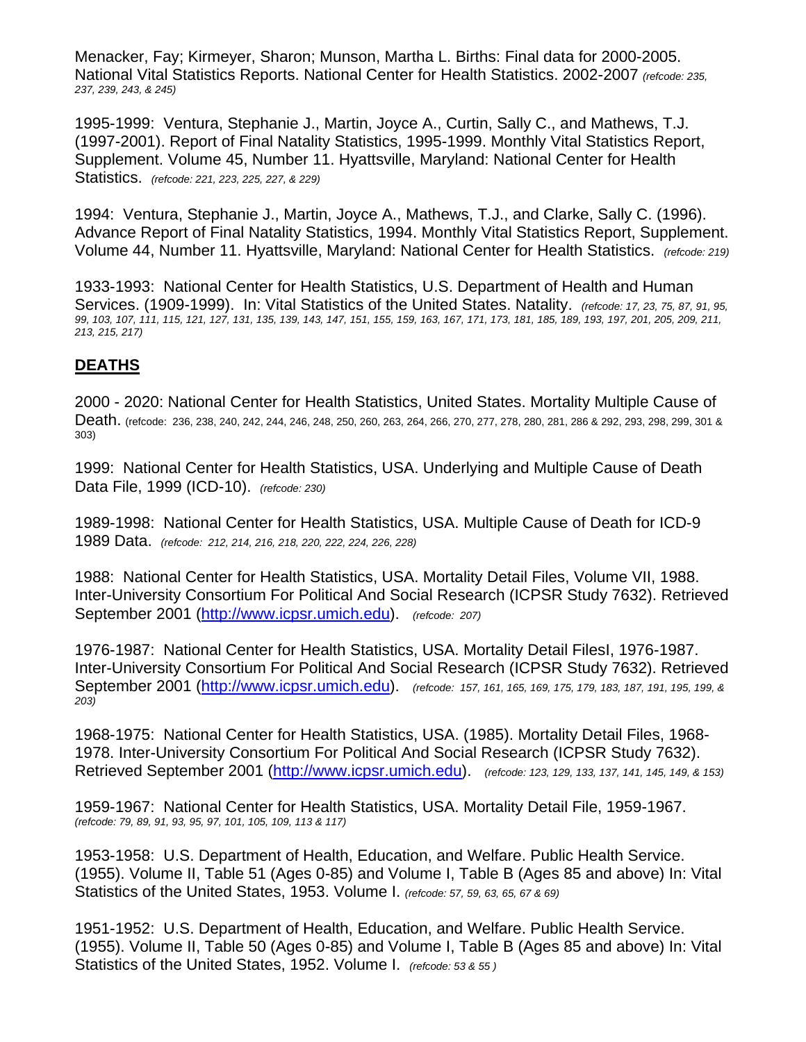Menacker, Fay; Kirmeyer, Sharon; Munson, Martha L. Births: Final data for 2000-2005. National Vital Statistics Reports. National Center for Health Statistics. 2002-2007 *(refcode: 235, 237, 239, 243, & 245)*

1995-1999: Ventura, Stephanie J., Martin, Joyce A., Curtin, Sally C., and Mathews, T.J. (1997-2001). Report of Final Natality Statistics, 1995-1999. Monthly Vital Statistics Report, Supplement. Volume 45, Number 11. Hyattsville, Maryland: National Center for Health Statistics. *(refcode: 221, 223, 225, 227, & 229)*

1994: Ventura, Stephanie J., Martin, Joyce A., Mathews, T.J., and Clarke, Sally C. (1996). Advance Report of Final Natality Statistics, 1994. Monthly Vital Statistics Report, Supplement. Volume 44, Number 11. Hyattsville, Maryland: National Center for Health Statistics. *(refcode: 219)*

1933-1993: National Center for Health Statistics, U.S. Department of Health and Human Services. (1909-1999). In: Vital Statistics of the United States. Natality. *(refcode: 17, 23, 75, 87, 91, 95, 99, 103, 107, 111, 115, 121, 127, 131, 135, 139, 143, 147, 151, 155, 159, 163, 167, 171, 173, 181, 185, 189, 193, 197, 201, 205, 209, 211, 213, 215, 217)*

## DEATHS

2000 - 2020: National Center for Health Statistics, United States. Mortality Multiple Cause of Death. (refcode: 236, 238, 240, 242, 244, 246, 248, 250, 260, 263, 264, 266, 270, 277, 278, 280, 281, 286 & 292, 293, 298, 299, 301 & 303)

1999: National Center for Health Statistics, USA. Underlying and Multiple Cause of Death Data File, 1999 (ICD-10). *(refcode: 230)*

1989-1998: National Center for Health Statistics, USA. Multiple Cause of Death for ICD-9 1989 Data. *(refcode: 212, 214, 216, 218, 220, 222, 224, 226, 228)*

1988: National Center for Health Statistics, USA. Mortality Detail Files, Volume VII, 1988. Inter-University Consortium For Political And Social Research (ICPSR Study 7632). Retrieved September 2001 (http://www.icpsr.umich.edu). *(refcode: 207)*

1976-1987: National Center for Health Statistics, USA. Mortality Detail FilesI, 1976-1987. Inter-University Consortium For Political And Social Research (ICPSR Study 7632). Retrieved September 2001 (http://www.icpsr.umich.edu). *(refcode: 157, 161, 165, 169, 175, 179, 183, 187, 191, 195, 199, & 203)*

1968-1975: National Center for Health Statistics, USA. (1985). Mortality Detail Files, 1968-1978. Inter-University Consortium For Political And Social Research (ICPSR Study 7632). Retrieved September 2001 (http://www.icpsr.umich.edu). *(refcode: 123, 129, 133, 137, 141, 145, 149, & 153)*

1959-1967: National Center for Health Statistics, USA. Mortality Detail File, 1959-1967. *(refcode: 79, 89, 91, 93, 95, 97, 101, 105, 109, 113 & 117)*

1953-1958: U.S. Department of Health, Education, and Welfare. Public Health Service. (1955). Volume II, Table 51 (Ages 0-85) and Volume I, Table B (Ages 85 and above) In: Vital Statistics of the United States, 1953. Volume I. *(refcode: 57, 59, 63, 65, 67 & 69)*

1951-1952: U.S. Department of Health, Education, and Welfare. Public Health Service. (1955). Volume II, Table 50 (Ages 0-85) and Volume I, Table B (Ages 85 and above) In: Vital Statistics of the United States, 1952. Volume I. *(refcode: 53 & 55 )*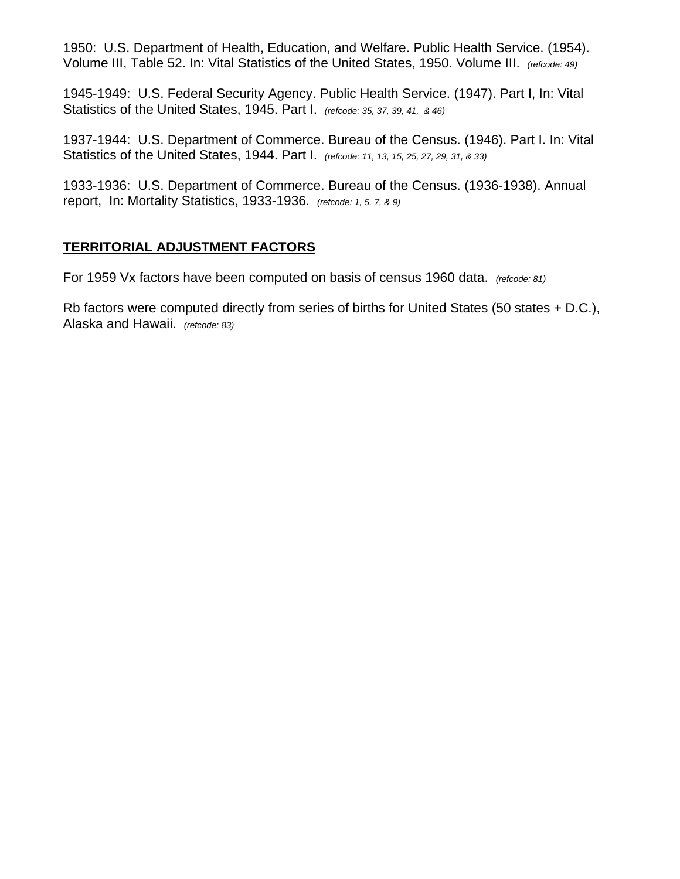1950: U.S. Department of Health, Education, and Welfare. Public Health Service. (1954). Volume III, Table 52. In: Vital Statistics of the United States, 1950. Volume III. *(refcode: 49)*

1945-1949: U.S. Federal Security Agency. Public Health Service. (1947). Part I, In: Vital Statistics of the United States, 1945. Part I. *(refcode: 35, 37, 39, 41, & 46)*

1937-1944: U.S. Department of Commerce. Bureau of the Census. (1946). Part I. In: Vital Statistics of the United States, 1944. Part I. *(refcode: 11, 13, 15, 25, 27, 29, 31, & 33)*

1933-1936: U.S. Department of Commerce. Bureau of the Census. (1936-1938). Annual report, In: Mortality Statistics, 1933-1936. *(refcode: 1, 5, 7, & 9)*

## TERRITORIAL ADJUSTMENT FACTORS

For 1959 Vx factors have been computed on basis of census 1960 data. *(refcode: 81)*

Rb factors were computed directly from series of births for United States (50 states + D.C.), Alaska and Hawaii. *(refcode: 83)*